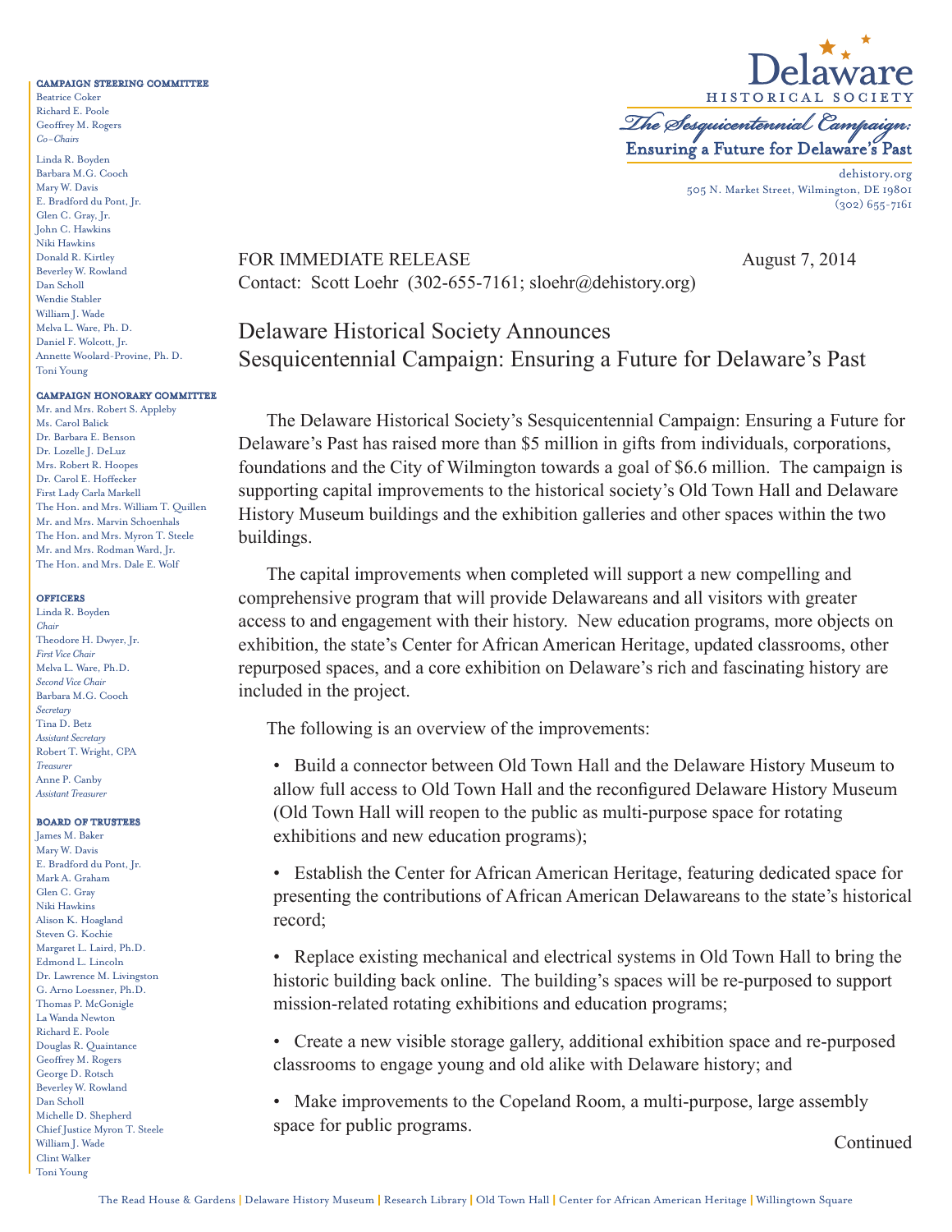Delaware
HISTORICAL SOCIETY

*The Sesquicentennial Campaign:*
**Ensuring a Future for Delaware's Past**

dehistory.org
505 N. Market Street, Wilmington, DE 19801
(302) 655-7161

**CAMPAIGN STEERING COMMITTEE**
Beatrice Coker
Richard E. Poole
Geoffrey M. Rogers
*Co-Chairs*

Linda R. Boyden
Barbara M.G. Cooch
Mary W. Davis
E. Bradford du Pont, Jr.
Glen C. Gray, Jr.
John C. Hawkins
Niki Hawkins
Donald R. Kirtley
Beverley W. Rowland
Dan Scholl
Wendie Stabler
William J. Wade
Melva L. Ware, Ph. D.
Daniel F. Wolcott, Jr.
Annette Woolard-Provine, Ph. D.
Toni Young

**CAMPAIGN HONORARY COMMITTEE**
Mr. and Mrs. Robert S. Appleby
Ms. Carol Balick
Dr. Barbara E. Benson
Dr. Lozelle J. DeLuz
Mrs. Robert R. Hoopes
Dr. Carol E. Hoffecker
First Lady Carla Markell
The Hon. and Mrs. William T. Quillen
Mr. and Mrs. Marvin Schoenhals
The Hon. and Mrs. Myron T. Steele
Mr. and Mrs. Rodman Ward, Jr.
The Hon. and Mrs. Dale E. Wolf

**OFFICERS**
Linda R. Boyden
*Chair*
Theodore H. Dwyer, Jr.
*First Vice Chair*
Melva L. Ware, Ph.D.
*Second Vice Chair*
Barbara M.G. Cooch
*Secretary*
Tina D. Betz
*Assistant Secretary*
Robert T. Wright, CPA
*Treasurer*
Anne P. Canby
*Assistant Treasurer*

**BOARD OF TRUSTEES**
James M. Baker
Mary W. Davis
E. Bradford du Pont, Jr.
Mark A. Graham
Glen C. Gray
Niki Hawkins
Alison K. Hoagland
Steven G. Kochie
Margaret L. Laird, Ph.D.
Edmond L. Lincoln
Dr. Lawrence M. Livingston
G. Arno Loessner, Ph.D.
Thomas P. McGonigle
La Wanda Newton
Richard E. Poole
Douglas R. Quaintance
Geoffrey M. Rogers
George D. Rotsch
Beverley W. Rowland
Dan Scholl
Michelle D. Shepherd
Chief Justice Myron T. Steele
William J. Wade
Clint Walker
Toni Young

FOR IMMEDIATE RELEASE August 7, 2014
Contact: Scott Loehr (302-655-7161; sloehr@dehistory.org)

# Delaware Historical Society Announces Sesquicentennial Campaign: Ensuring a Future for Delaware's Past

The Delaware Historical Society's Sesquicentennial Campaign: Ensuring a Future for Delaware's Past has raised more than $5 million in gifts from individuals, corporations, foundations and the City of Wilmington towards a goal of $6.6 million. The campaign is supporting capital improvements to the historical society's Old Town Hall and Delaware History Museum buildings and the exhibition galleries and other spaces within the two buildings.

The capital improvements when completed will support a new compelling and comprehensive program that will provide Delawareans and all visitors with greater access to and engagement with their history. New education programs, more objects on exhibition, the state's Center for African American Heritage, updated classrooms, other repurposed spaces, and a core exhibition on Delaware's rich and fascinating history are included in the project.

The following is an overview of the improvements:

- Build a connector between Old Town Hall and the Delaware History Museum to allow full access to Old Town Hall and the reconfigured Delaware History Museum (Old Town Hall will reopen to the public as multi-purpose space for rotating exhibitions and new education programs);
- Establish the Center for African American Heritage, featuring dedicated space for presenting the contributions of African American Delawareans to the state's historical record;
- Replace existing mechanical and electrical systems in Old Town Hall to bring the historic building back online. The building's spaces will be re-purposed to support mission-related rotating exhibitions and education programs;
- Create a new visible storage gallery, additional exhibition space and re-purposed classrooms to engage young and old alike with Delaware history; and
- Make improvements to the Copeland Room, a multi-purpose, large assembly space for public programs.

Continued

The Read House & Gardens | Delaware History Museum | Research Library | Old Town Hall | Center for African American Heritage | Willingtown Square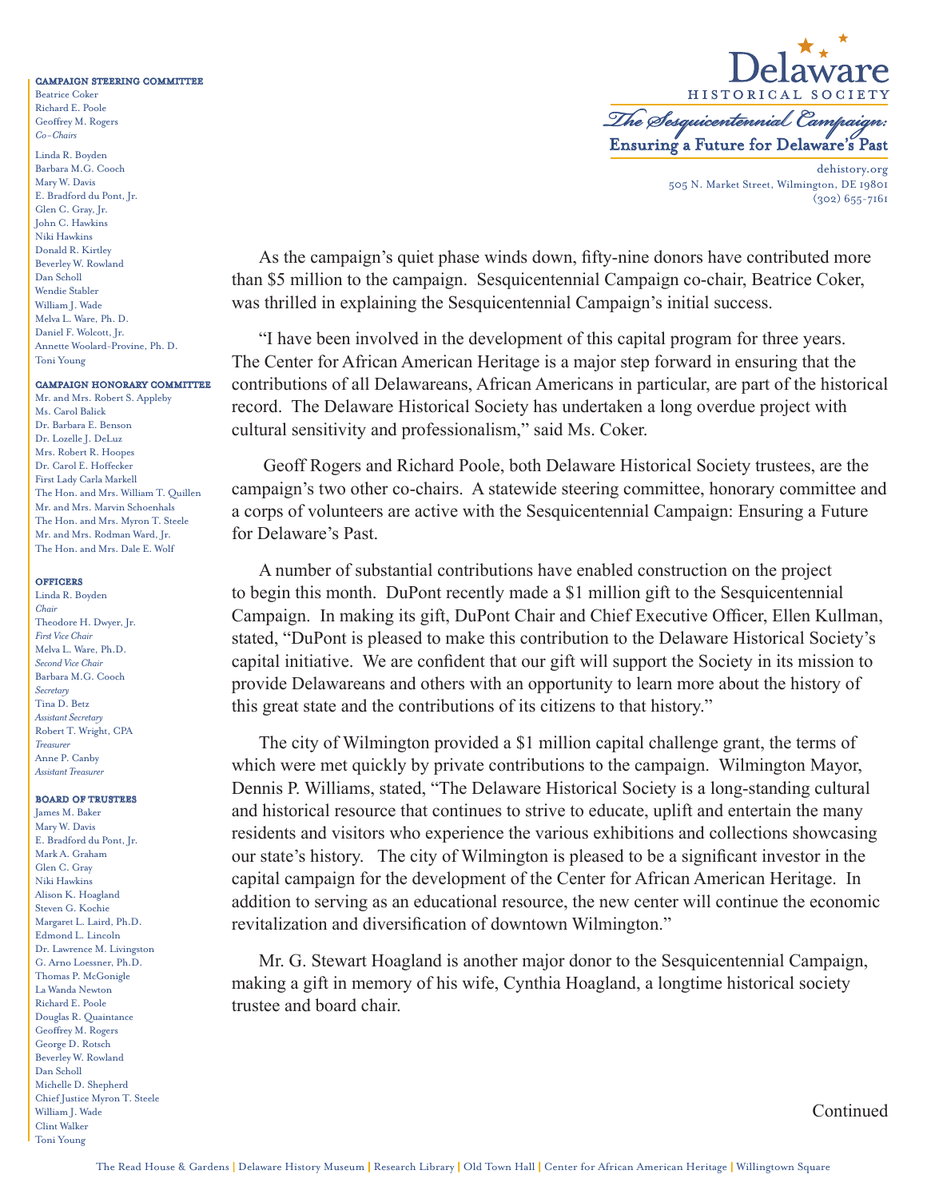**Delaware HISTORICAL SOCIETY**

*The Sesquicentennial Campaign:*
**Ensuring a Future for Delaware's Past**

dehistory.org
505 N. Market Street, Wilmington, DE 19801
(302) 655-7161

**CAMPAIGN STEERING COMMITTEE**

Beatrice Coker
Richard E. Poole
Geoffrey M. Rogers
*Co-Chairs*

Linda R. Boyden
Barbara M.G. Cooch
Mary W. Davis
E. Bradford du Pont, Jr.
Glen C. Gray, Jr.
John C. Hawkins
Niki Hawkins
Donald R. Kirtley
Beverley W. Rowland
Dan Scholl
Wendie Stabler
William J. Wade
Melva L. Ware, Ph. D.
Daniel F. Wolcott, Jr.
Annette Woolard-Provine, Ph. D.
Toni Young

**CAMPAIGN HONORARY COMMITTEE**

Mr. and Mrs. Robert S. Appleby
Ms. Carol Balick
Dr. Barbara E. Benson
Dr. Lozelle J. DeLuz
Mrs. Robert R. Hoopes
Dr. Carol E. Hoffecker
First Lady Carla Markell
The Hon. and Mrs. William T. Quillen
Mr. and Mrs. Marvin Schoenhals
The Hon. and Mrs. Myron T. Steele
Mr. and Mrs. Rodman Ward, Jr.
The Hon. and Mrs. Dale E. Wolf

**OFFICERS**

Linda R. Boyden
*Chair*
Theodore H. Dwyer, Jr.
*First Vice Chair*
Melva L. Ware, Ph.D.
*Second Vice Chair*
Barbara M.G. Cooch
*Secretary*
Tina D. Betz
*Assistant Secretary*
Robert T. Wright, CPA
*Treasurer*
Anne P. Canby
*Assistant Treasurer*

**BOARD OF TRUSTEES**

James M. Baker
Mary W. Davis
E. Bradford du Pont, Jr.
Mark A. Graham
Glen C. Gray
Niki Hawkins
Alison K. Hoagland
Steven G. Kochie
Margaret L. Laird, Ph.D.
Edmond L. Lincoln
Dr. Lawrence M. Livingston
G. Arno Loessner, Ph.D.
Thomas P. McGonigle
La Wanda Newton
Richard E. Poole
Douglas R. Quaintance
Geoffrey M. Rogers
George D. Rotsch
Beverley W. Rowland
Dan Scholl
Michelle D. Shepherd
Chief Justice Myron T. Steele
William J. Wade
Clint Walker
Toni Young

As the campaign's quiet phase winds down, fifty-nine donors have contributed more than $5 million to the campaign. Sesquicentennial Campaign co-chair, Beatrice Coker, was thrilled in explaining the Sesquicentennial Campaign's initial success.

"I have been involved in the development of this capital program for three years. The Center for African American Heritage is a major step forward in ensuring that the contributions of all Delawareans, African Americans in particular, are part of the historical record. The Delaware Historical Society has undertaken a long overdue project with cultural sensitivity and professionalism," said Ms. Coker.

Geoff Rogers and Richard Poole, both Delaware Historical Society trustees, are the campaign's two other co-chairs. A statewide steering committee, honorary committee and a corps of volunteers are active with the Sesquicentennial Campaign: Ensuring a Future for Delaware's Past.

A number of substantial contributions have enabled construction on the project to begin this month. DuPont recently made a $1 million gift to the Sesquicentennial Campaign. In making its gift, DuPont Chair and Chief Executive Officer, Ellen Kullman, stated, "DuPont is pleased to make this contribution to the Delaware Historical Society's capital initiative. We are confident that our gift will support the Society in its mission to provide Delawareans and others with an opportunity to learn more about the history of this great state and the contributions of its citizens to that history."

The city of Wilmington provided a $1 million capital challenge grant, the terms of which were met quickly by private contributions to the campaign. Wilmington Mayor, Dennis P. Williams, stated, "The Delaware Historical Society is a long-standing cultural and historical resource that continues to strive to educate, uplift and entertain the many residents and visitors who experience the various exhibitions and collections showcasing our state's history. The city of Wilmington is pleased to be a significant investor in the capital campaign for the development of the Center for African American Heritage. In addition to serving as an educational resource, the new center will continue the economic revitalization and diversification of downtown Wilmington."

Mr. G. Stewart Hoagland is another major donor to the Sesquicentennial Campaign, making a gift in memory of his wife, Cynthia Hoagland, a longtime historical society trustee and board chair.

Continued

The Read House & Gardens | Delaware History Museum | Research Library | Old Town Hall | Center for African American Heritage | Willingtown Square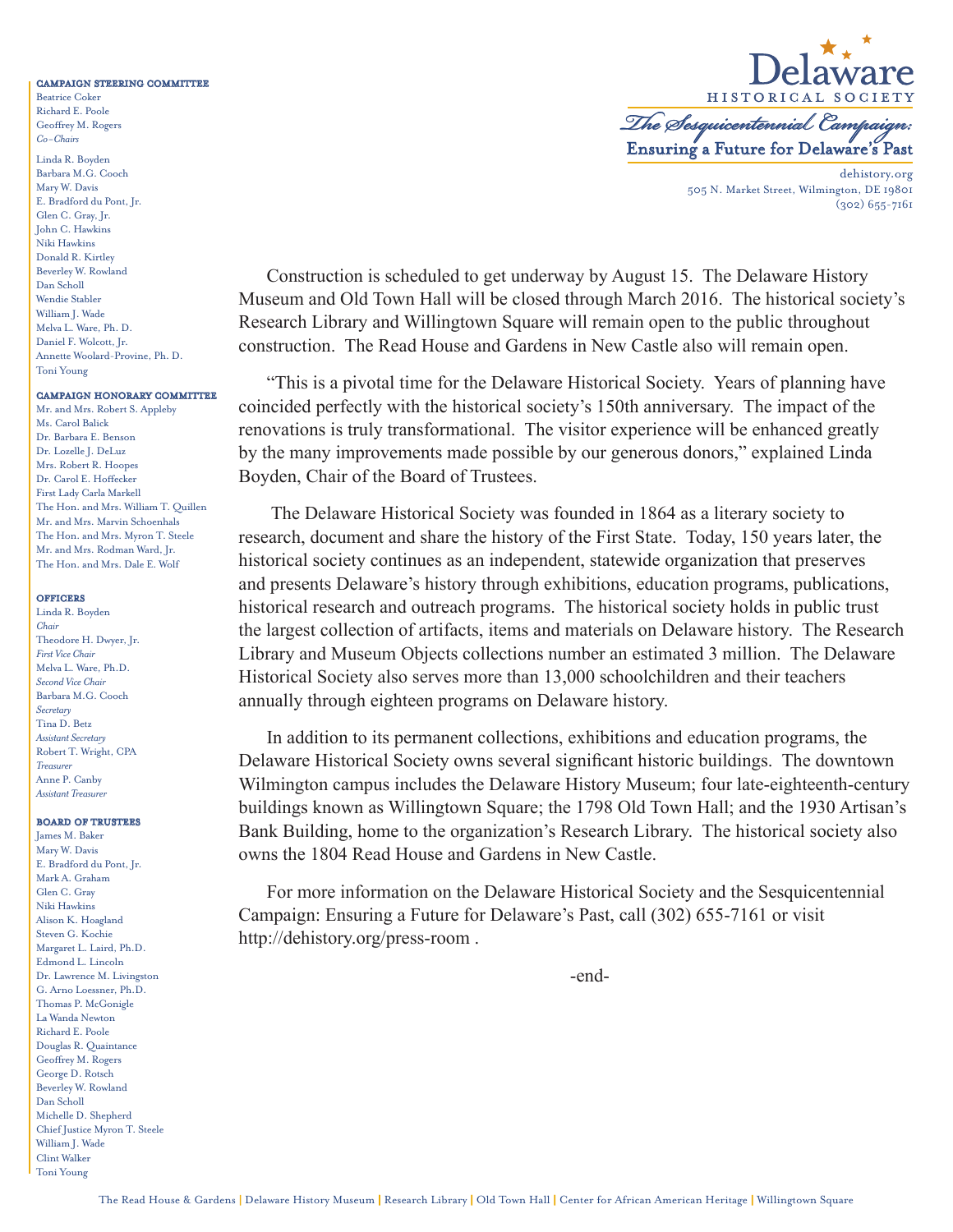Delaware HISTORICAL SOCIETY

*The Sesquicentennial Campaign:*
Ensuring a Future for Delaware's Past

dehistory.org
505 N. Market Street, Wilmington, DE 19801
(302) 655-7161

**CAMPAIGN STEERING COMMITTEE**
Beatrice Coker
Richard E. Poole
Geoffrey M. Rogers
*Co-Chairs*

Linda R. Boyden
Barbara M.G. Cooch
Mary W. Davis
E. Bradford du Pont, Jr.
Glen C. Gray, Jr.
John C. Hawkins
Niki Hawkins
Donald R. Kirtley
Beverley W. Rowland
Dan Scholl
Wendie Stabler
William J. Wade
Melva L. Ware, Ph. D.
Daniel F. Wolcott, Jr.
Annette Woolard-Provine, Ph. D.
Toni Young

**CAMPAIGN HONORARY COMMITTEE**
Mr. and Mrs. Robert S. Appleby
Ms. Carol Balick
Dr. Barbara E. Benson
Dr. Lozelle J. DeLuz
Mrs. Robert R. Hoopes
Dr. Carol E. Hoffecker
First Lady Carla Markell
The Hon. and Mrs. William T. Quillen
Mr. and Mrs. Marvin Schoenhals
The Hon. and Mrs. Myron T. Steele
Mr. and Mrs. Rodman Ward, Jr.
The Hon. and Mrs. Dale E. Wolf

**OFFICERS**
Linda R. Boyden
*Chair*
Theodore H. Dwyer, Jr.
*First Vice Chair*
Melva L. Ware, Ph.D.
*Second Vice Chair*
Barbara M.G. Cooch
*Secretary*
Tina D. Betz
*Assistant Secretary*
Robert T. Wright, CPA
*Treasurer*
Anne P. Canby
*Assistant Treasurer*

**BOARD OF TRUSTEES**
James M. Baker
Mary W. Davis
E. Bradford du Pont, Jr.
Mark A. Graham
Glen C. Gray
Niki Hawkins
Alison K. Hoagland
Steven G. Kochie
Margaret L. Laird, Ph.D.
Edmond L. Lincoln
Dr. Lawrence M. Livingston
G. Arno Loessner, Ph.D.
Thomas P. McGonigle
La Wanda Newton
Richard E. Poole
Douglas R. Quaintance
Geoffrey M. Rogers
George D. Rotsch
Beverley W. Rowland
Dan Scholl
Michelle D. Shepherd
Chief Justice Myron T. Steele
William J. Wade
Clint Walker
Toni Young

Construction is scheduled to get underway by August 15. The Delaware History Museum and Old Town Hall will be closed through March 2016. The historical society's Research Library and Willingtown Square will remain open to the public throughout construction. The Read House and Gardens in New Castle also will remain open.

"This is a pivotal time for the Delaware Historical Society. Years of planning have coincided perfectly with the historical society's 150th anniversary. The impact of the renovations is truly transformational. The visitor experience will be enhanced greatly by the many improvements made possible by our generous donors," explained Linda Boyden, Chair of the Board of Trustees.

The Delaware Historical Society was founded in 1864 as a literary society to research, document and share the history of the First State. Today, 150 years later, the historical society continues as an independent, statewide organization that preserves and presents Delaware's history through exhibitions, education programs, publications, historical research and outreach programs. The historical society holds in public trust the largest collection of artifacts, items and materials on Delaware history. The Research Library and Museum Objects collections number an estimated 3 million. The Delaware Historical Society also serves more than 13,000 schoolchildren and their teachers annually through eighteen programs on Delaware history.

In addition to its permanent collections, exhibitions and education programs, the Delaware Historical Society owns several significant historic buildings. The downtown Wilmington campus includes the Delaware History Museum; four late-eighteenth-century buildings known as Willingtown Square; the 1798 Old Town Hall; and the 1930 Artisan's Bank Building, home to the organization's Research Library. The historical society also owns the 1804 Read House and Gardens in New Castle.

For more information on the Delaware Historical Society and the Sesquicentennial Campaign: Ensuring a Future for Delaware's Past, call (302) 655-7161 or visit http://dehistory.org/press-room .

-end-

The Read House & Gardens | Delaware History Museum | Research Library | Old Town Hall | Center for African American Heritage | Willingtown Square